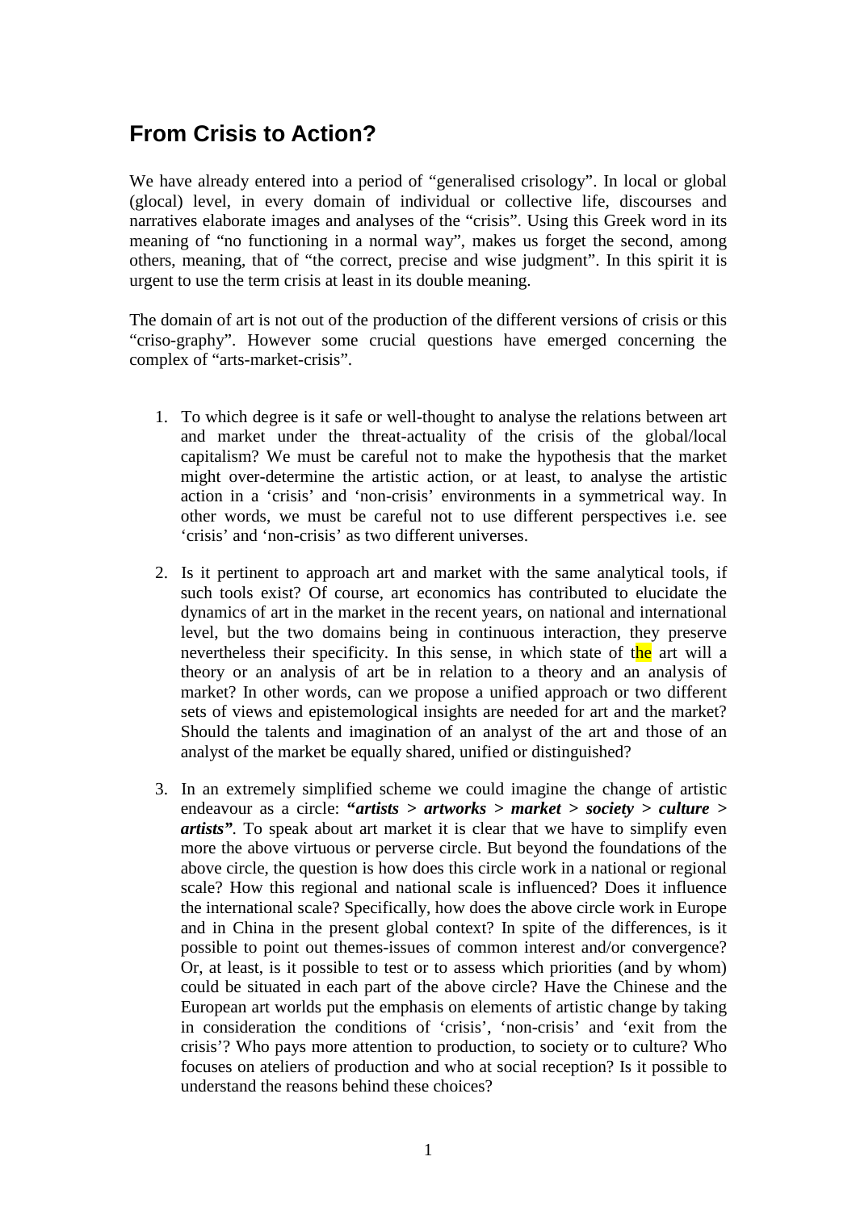## From Crisis to Action?

We have already entered into a period of "generalised crisology". In local or global (glocal) level, in every domain of individual or collective life, discourses and narratives elaborate images and analyses of the "crisis". Using this Greek word in its meaning of "no functioning in a normal way", makes us forget the second, among others, meaning, that of "the correct, precise and wise judgment". In this spirit it is urgent to use the term crisis at least in its double meaning.

The domain of art is not out of the production of the different versions of crisis or this "criso-graphy". However some crucial questions have emerged concerning the complex of "arts-market-crisis".

1. To which degree is it safe or well-thought to analyse the relations between art and market under the threat-actuality of the crisis of the global/local capitalism? We must be careful not to make the hypothesis that the market might over-determine the artistic action, or at least, to analyse the artistic action in a 'crisis' and 'non-crisis' environments in a symmetrical way. In other words, we must be careful not to use different perspectives i.e. see 'crisis' and 'non-crisis' as two different universes.

2. Is it pertinent to approach art and market with the same analytical tools, if such tools exist? Of course, art economics has contributed to elucidate the dynamics of art in the market in the recent years, on national and international level, but the two domains being in continuous interaction, they preserve nevertheless their specificity. In this sense, in which state of the art will a theory or an analysis of art be in relation to a theory and an analysis of market? In other words, can we propose a unified approach or two different sets of views and epistemological insights are needed for art and the market? Should the talents and imagination of an analyst of the art and those of an analyst of the market be equally shared, unified or distinguished?

3. In an extremely simplified scheme we could imagine the change of artistic endeavour as a circle: ***"artists > artworks > market > society > culture > artists"***. To speak about art market it is clear that we have to simplify even more the above virtuous or perverse circle. But beyond the foundations of the above circle, the question is how does this circle work in a national or regional scale? How this regional and national scale is influenced? Does it influence the international scale? Specifically, how does the above circle work in Europe and in China in the present global context? In spite of the differences, is it possible to point out themes-issues of common interest and/or convergence? Or, at least, is it possible to test or to assess which priorities (and by whom) could be situated in each part of the above circle? Have the Chinese and the European art worlds put the emphasis on elements of artistic change by taking in consideration the conditions of 'crisis', 'non-crisis' and 'exit from the crisis'? Who pays more attention to production, to society or to culture? Who focuses on ateliers of production and who at social reception? Is it possible to understand the reasons behind these choices?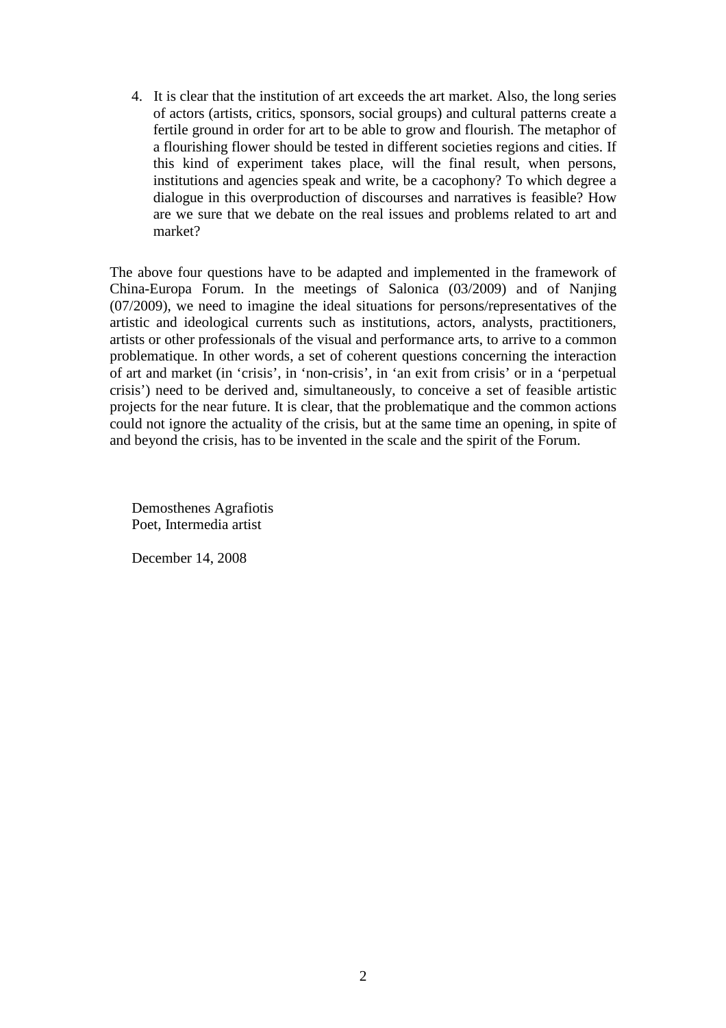4. It is clear that the institution of art exceeds the art market. Also, the long series of actors (artists, critics, sponsors, social groups) and cultural patterns create a fertile ground in order for art to be able to grow and flourish. The metaphor of a flourishing flower should be tested in different societies regions and cities. If this kind of experiment takes place, will the final result, when persons, institutions and agencies speak and write, be a cacophony? To which degree a dialogue in this overproduction of discourses and narratives is feasible? How are we sure that we debate on the real issues and problems related to art and market?

The above four questions have to be adapted and implemented in the framework of China-Europa Forum. In the meetings of Salonica (03/2009) and of Nanjing (07/2009), we need to imagine the ideal situations for persons/representatives of the artistic and ideological currents such as institutions, actors, analysts, practitioners, artists or other professionals of the visual and performance arts, to arrive to a common problematique. In other words, a set of coherent questions concerning the interaction of art and market (in 'crisis', in 'non-crisis', in 'an exit from crisis' or in a 'perpetual crisis') need to be derived and, simultaneously, to conceive a set of feasible artistic projects for the near future. It is clear, that the problematique and the common actions could not ignore the actuality of the crisis, but at the same time an opening, in spite of and beyond the crisis, has to be invented in the scale and the spirit of the Forum.

Demosthenes Agrafiotis
Poet, Intermedia artist

December 14, 2008